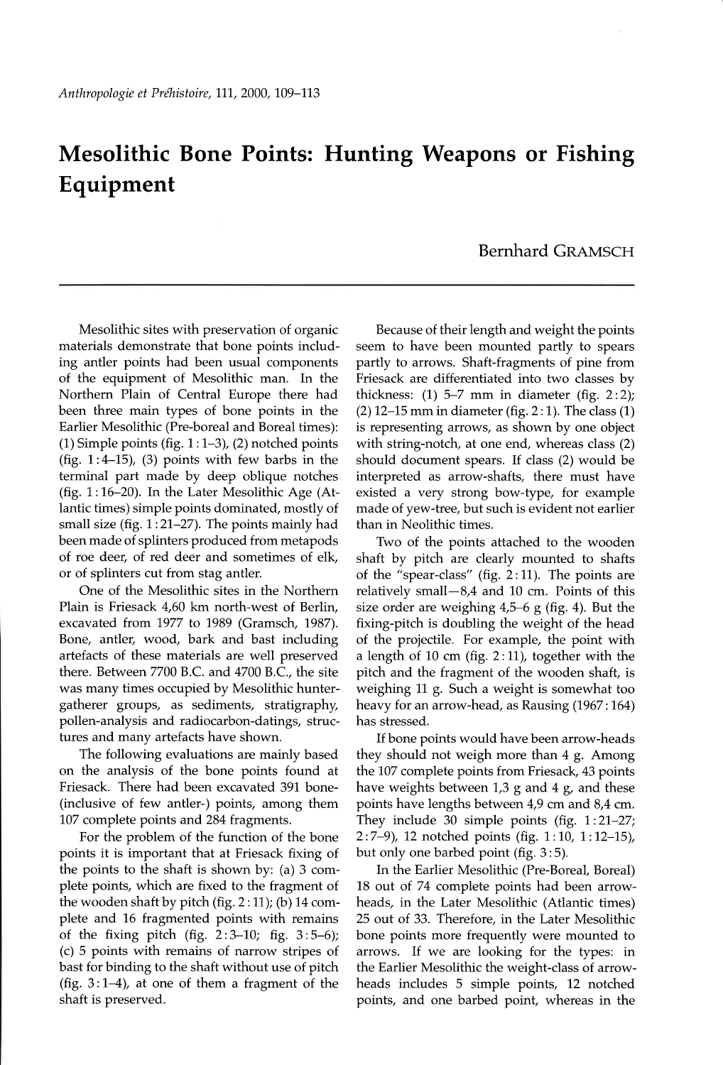# Mesolithic Bone Points: Hunting Weapons or Fishing Equipment

Bernhard GRAMSCH

Mesolithic sites with preservation of organic materials demonstrate that bone points including antler points had been usual components of the equipment of Mesolithic man. In the Northern Plain of Central Europe there had been three main types of bone points in the Earlier Mesolithic (Pre-boreal and Boreal times): (1) Simple points (fig. 1 : 1–3), (2) notched points (fig. 1 : 4–15), (3) points with few barbs in the terminal part made by deep oblique notches (fig. 1 : 16–20). In the Later Mesolithic Age (Atlantic times) simple points dominated, mostly of small size (fig. 1 : 21–27). The points mainly had been made of splinters produced from metapods of roe deer, of red deer and sometimes of elk, or of splinters cut from stag antler.

One of the Mesolithic sites in the Northern Plain is Friesack 4,60 km north-west of Berlin, excavated from 1977 to 1989 (Gramsch, 1987). Bone, antler, wood, bark and bast including artefacts of these materials are well preserved there. Between 7700 B.C. and 4700 B.C., the site was many times occupied by Mesolithic hunter-gatherer groups, as sediments, stratigraphy, pollen-analysis and radiocarbon-datings, structures and many artefacts have shown.

The following evaluations are mainly based on the analysis of the bone points found at Friesack. There had been excavated 391 bone- (inclusive of few antler-) points, among them 107 complete points and 284 fragments.

For the problem of the function of the bone points it is important that at Friesack fixing of the points to the shaft is shown by: (a) 3 complete points, which are fixed to the fragment of the wooden shaft by pitch (fig. 2 : 11); (b) 14 complete and 16 fragmented points with remains of the fixing pitch (fig. 2 : 3–10; fig. 3 : 5–6); (c) 5 points with remains of narrow stripes of bast for binding to the shaft without use of pitch (fig. 3 : 1–4), at one of them a fragment of the shaft is preserved.

Because of their length and weight the points seem to have been mounted partly to spears partly to arrows. Shaft-fragments of pine from Friesack are differentiated into two classes by thickness: (1) 5–7 mm in diameter (fig. 2 : 2); (2) 12–15 mm in diameter (fig. 2 : 1). The class (1) is representing arrows, as shown by one object with string-notch, at one end, whereas class (2) should document spears. If class (2) would be interpreted as arrow-shafts, there must have existed a very strong bow-type, for example made of yew-tree, but such is evident not earlier than in Neolithic times.

Two of the points attached to the wooden shaft by pitch are clearly mounted to shafts of the "spear-class" (fig. 2 : 11). The points are relatively small—8,4 and 10 cm. Points of this size order are weighing 4,5–6 g (fig. 4). But the fixing-pitch is doubling the weight of the head of the projectile. For example, the point with a length of 10 cm (fig. 2 : 11), together with the pitch and the fragment of the wooden shaft, is weighing 11 g. Such a weight is somewhat too heavy for an arrow-head, as Rausing (1967 : 164) has stressed.

If bone points would have been arrow-heads they should not weigh more than 4 g. Among the 107 complete points from Friesack, 43 points have weights between 1,3 g and 4 g, and these points have lengths between 4,9 cm and 8,4 cm. They include 30 simple points (fig. 1 : 21–27; 2 : 7–9), 12 notched points (fig. 1 : 10, 1 : 12–15), but only one barbed point (fig. 3 : 5).

In the Earlier Mesolithic (Pre-Boreal, Boreal) 18 out of 74 complete points had been arrow-heads, in the Later Mesolithic (Atlantic times) 25 out of 33. Therefore, in the Later Mesolithic bone points more frequently were mounted to arrows. If we are looking for the types: in the Earlier Mesolithic the weight-class of arrow-heads includes 5 simple points, 12 notched points, and one barbed point, whereas in the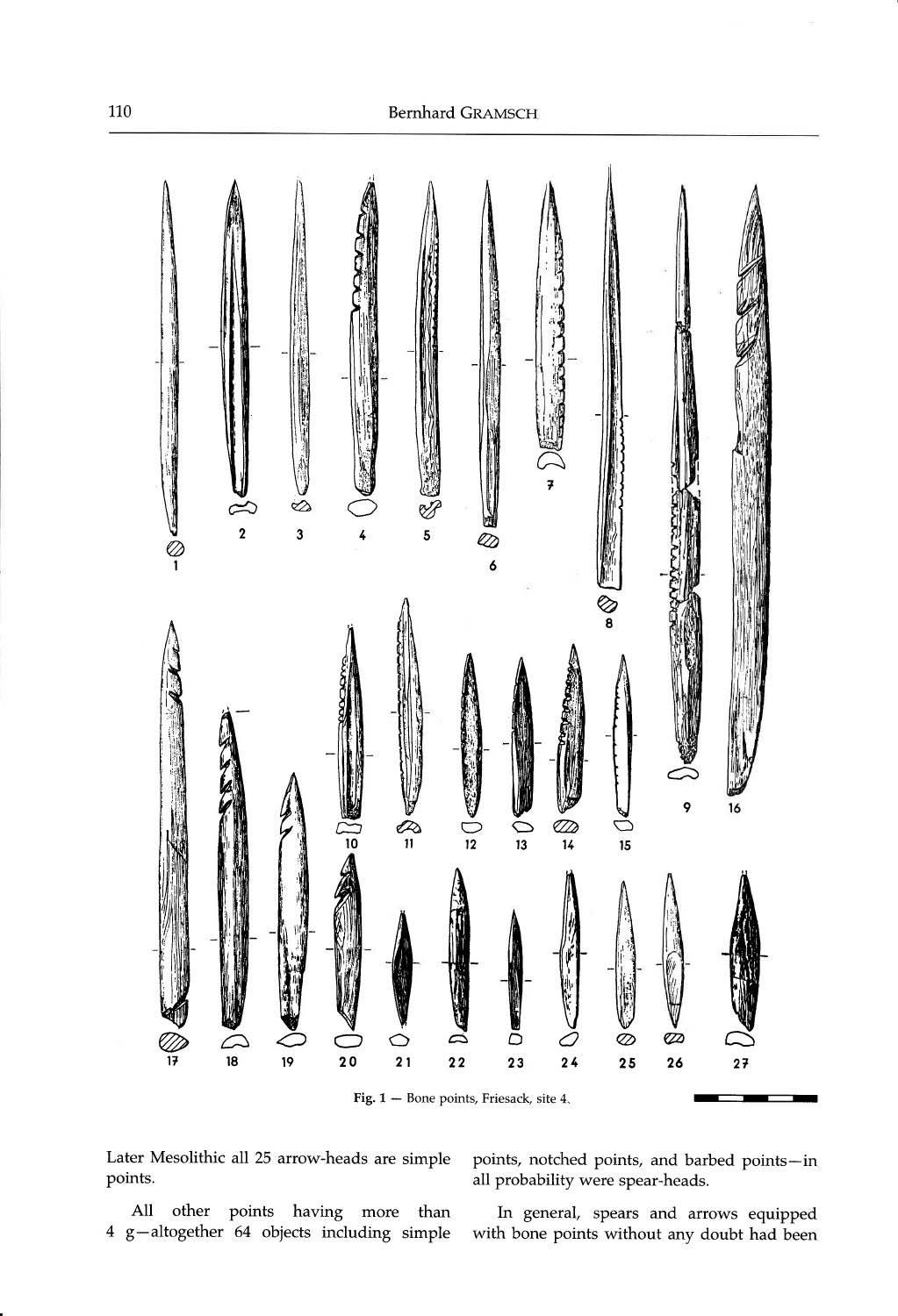Fig. 1 — Bone points, Friesack, site 4.

Later Mesolithic all 25 arrow-heads are simple points.

All other points having more than 4 g—altogether 64 objects including simple points, notched points, and barbed points—in all probability were spear-heads.

In general, spears and arrows equipped with bone points without any doubt had been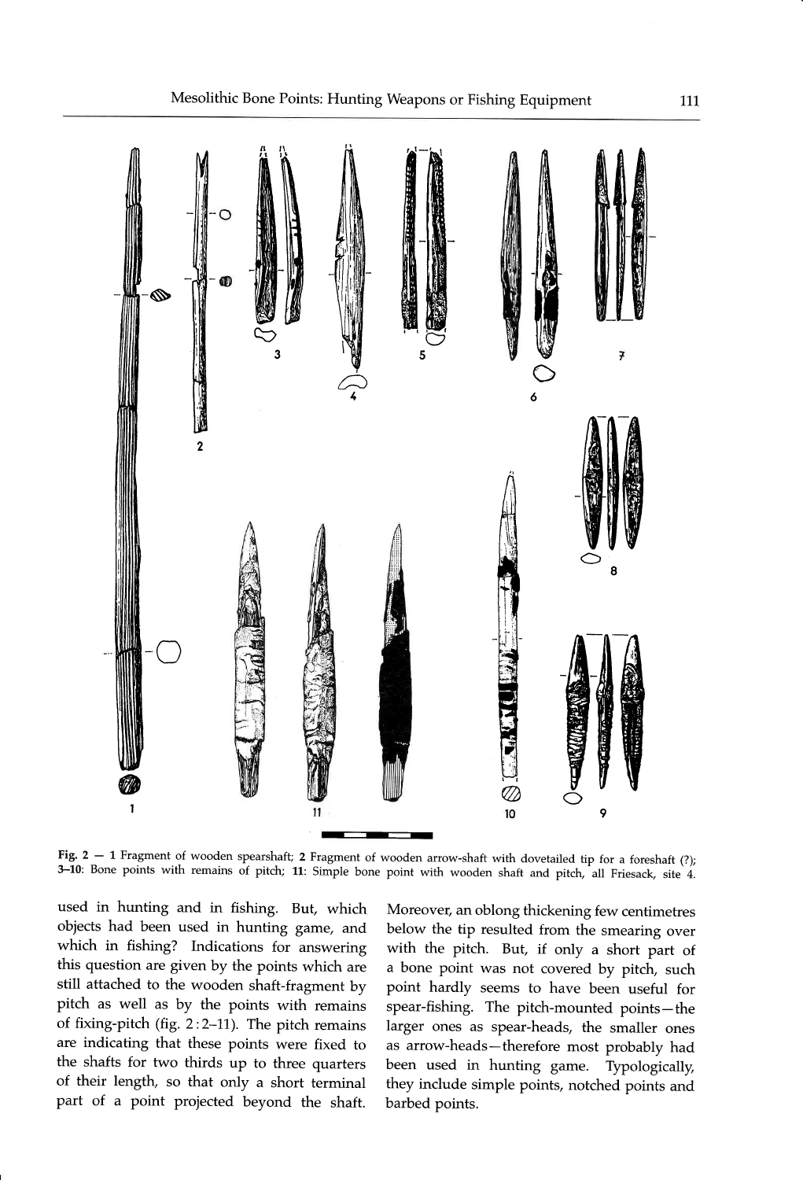Fig. 2 — **1** Fragment of wooden spearshaft; **2** Fragment of wooden arrow-shaft with dovetailed tip for a foreshaft (?); **3–10**: Bone points with remains of pitch; **11**: Simple bone point with wooden shaft and pitch, all Friesack, site 4.

used in hunting and in fishing. But, which objects had been used in hunting game, and which in fishing? Indications for answering this question are given by the points which are still attached to the wooden shaft-fragment by pitch as well as by the points with remains of fixing-pitch (fig. 2 : 2–11). The pitch remains are indicating that these points were fixed to the shafts for two thirds up to three quarters of their length, so that only a short terminal part of a point projected beyond the shaft. Moreover, an oblong thickening few centimetres below the tip resulted from the smearing over with the pitch. But, if only a short part of a bone point was not covered by pitch, such point hardly seems to have been useful for spear-fishing. The pitch-mounted points—the larger ones as spear-heads, the smaller ones as arrow-heads—therefore most probably had been used in hunting game. Typologically, they include simple points, notched points and barbed points.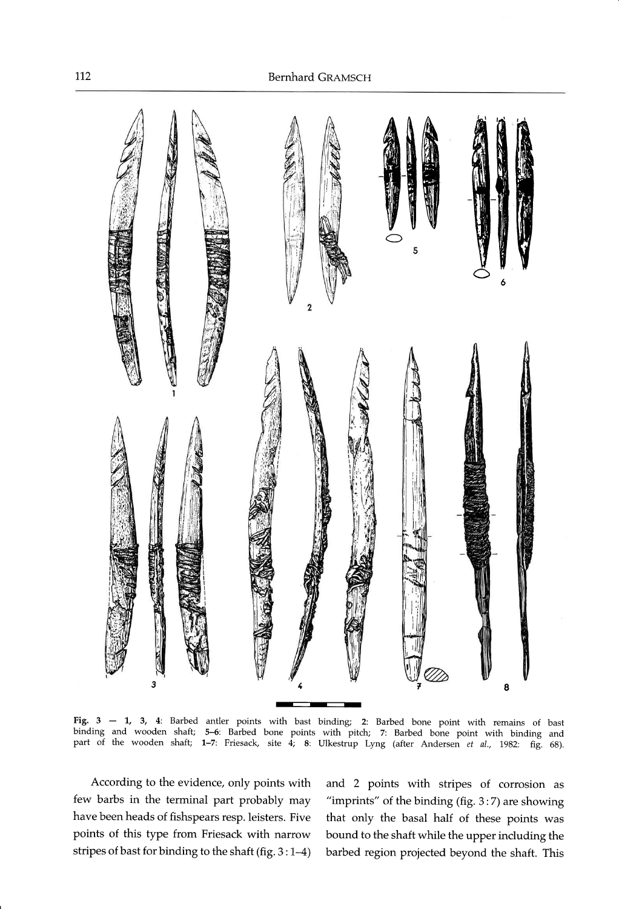Fig. 3 — 1, 3, 4: Barbed antler points with bast binding; 2: Barbed bone point with remains of bast binding and wooden shaft; 5–6: Barbed bone points with pitch; 7: Barbed bone point with binding and part of the wooden shaft; 1–7: Friesack, site 4; 8: Ulkestrup Lyng (after Andersen *et al.*, 1982: fig. 68).

According to the evidence, only points with few barbs in the terminal part probably may have been heads of fishspears resp. leisters. Five points of this type from Friesack with narrow stripes of bast for binding to the shaft (fig. 3 : 1–4) and 2 points with stripes of corrosion as "imprints" of the binding (fig. 3 : 7) are showing that only the basal half of these points was bound to the shaft while the upper including the barbed region projected beyond the shaft. This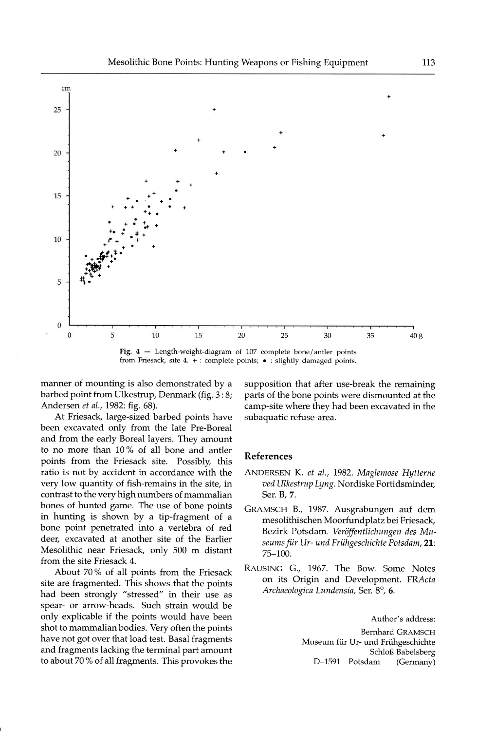cm

25

20

15

10

5

0

0 5 10 15 20 25 30 35 40 g

Fig. 4 — Length-weight-diagram of 107 complete bone/antler points from Friesack, site 4. + : complete points; • : slightly damaged points.

manner of mounting is also demonstrated by a barbed point from Ulkestrup, Denmark (fig. 3 : 8; Andersen *et al.*, 1982: fig. 68).

At Friesack, large-sized barbed points have been excavated only from the late Pre-Boreal and from the early Boreal layers. They amount to no more than 10 % of all bone and antler points from the Friesack site. Possibly, this ratio is not by accident in accordance with the very low quantity of fish-remains in the site, in contrast to the very high numbers of mammalian bones of hunted game. The use of bone points in hunting is shown by a tip-fragment of a bone point penetrated into a vertebra of red deer, excavated at another site of the Earlier Mesolithic near Friesack, only 500 m distant from the site Friesack 4.

About 70 % of all points from the Friesack site are fragmented. This shows that the points had been strongly "stressed" in their use as spear- or arrow-heads. Such strain would be only explicable if the points would have been shot to mammalian bodies. Very often the points have not got over that load test. Basal fragments and fragments lacking the terminal part amount to about 70 % of all fragments. This provokes the supposition that after use-break the remaining parts of the bone points were dismounted at the camp-site where they had been excavated in the subaquatic refuse-area.

## References

ANDERSEN K. *et al.*, 1982. *Maglemose Hytterne ved Ulkestrup Lyng*. Nordiske Fortidsminder, Ser. B, **7**.

GRAMSCH B., 1987. Ausgrabungen auf dem mesolithischen Moorfundplatz bei Friesack, Bezirk Potsdam. *Veröffentlichungen des Museums für Ur- und Frühgeschichte Potsdam*, **21**: 75–100.

RAUSING G., 1967. The Bow. Some Notes on its Origin and Development. FR*Acta Archaeologica Lundensia*, Ser. 8°, **6**.

Author's address:

Bernhard GRAMSCH
Museum für Ur- und Frühgeschichte
Schloß Babelsberg
D–1591 Potsdam (Germany)